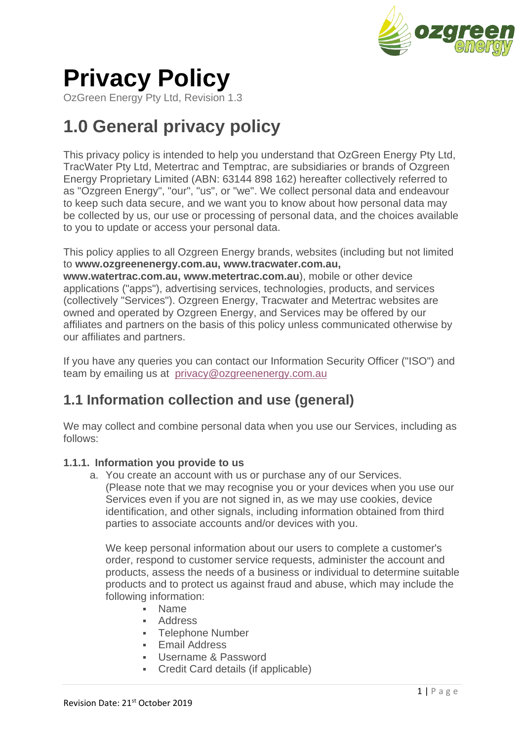# Privacy Policy

OzGreen Energy Pty Ltd, Revision 1.3

# 1.0 General privacy policy

This privacy policy is intended to help you understand that OzGreen Energy Pty Ltd, TracWater Pty Ltd, Metertrac and Temptrac, are subsidiaries or brands of Ozgreen Energy Proprietary Limited (ABN: 63144 898 162) hereafter collectively referred to as "Ozgreen Energy", "our", "us", or "we". We collect personal data and endeavour to keep such data secure, and we want you to know about how personal data may be collected by us, our use or processing of personal data, and the choices available to you to update or access your personal data.

This policy applies to all Ozgreen Energy brands, websites (including but not limited to **www.ozgreenenergy.com.au, www.tracwater.com.au, www.watertrac.com.au, www.metertrac.com.au**), mobile or other device applications ("apps"), advertising services, technologies, products, and services (collectively "Services"). Ozgreen Energy, Tracwater and Metertrac websites are owned and operated by Ozgreen Energy, and Services may be offered by our affiliates and partners on the basis of this policy unless communicated otherwise by our affiliates and partners.

If you have any queries you can contact our Information Security Officer ("ISO") and team by emailing us at privacy@ozgreenenergy.com.au

## 1.1 Information collection and use (general)

We may collect and combine personal data when you use our Services, including as follows:

**1.1.1. Information you provide to us**

a. You create an account with us or purchase any of our Services. (Please note that we may recognise you or your devices when you use our Services even if you are not signed in, as we may use cookies, device identification, and other signals, including information obtained from third parties to associate accounts and/or devices with you.

   We keep personal information about our users to complete a customer's order, respond to customer service requests, administer the account and products, assess the needs of a business or individual to determine suitable products and to protect us against fraud and abuse, which may include the following information:

   - Name
   - Address
   - Telephone Number
   - Email Address
   - Username & Password
   - Credit Card details (if applicable)

Revision Date: 21st October 2019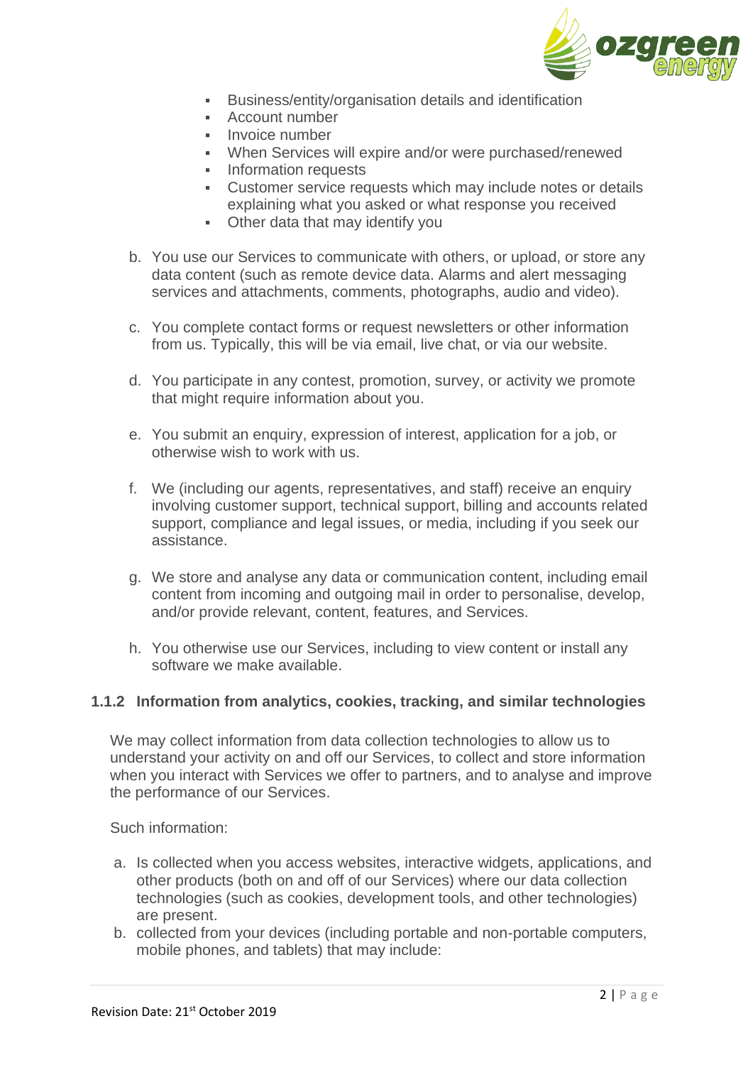- Business/entity/organisation details and identification
- Account number
- Invoice number
- When Services will expire and/or were purchased/renewed
- Information requests
- Customer service requests which may include notes or details explaining what you asked or what response you received
- Other data that may identify you

b. You use our Services to communicate with others, or upload, or store any data content (such as remote device data. Alarms and alert messaging services and attachments, comments, photographs, audio and video).

c. You complete contact forms or request newsletters or other information from us. Typically, this will be via email, live chat, or via our website.

d. You participate in any contest, promotion, survey, or activity we promote that might require information about you.

e. You submit an enquiry, expression of interest, application for a job, or otherwise wish to work with us.

f. We (including our agents, representatives, and staff) receive an enquiry involving customer support, technical support, billing and accounts related support, compliance and legal issues, or media, including if you seek our assistance.

g. We store and analyse any data or communication content, including email content from incoming and outgoing mail in order to personalise, develop, and/or provide relevant, content, features, and Services.

h. You otherwise use our Services, including to view content or install any software we make available.

### 1.1.2 Information from analytics, cookies, tracking, and similar technologies

We may collect information from data collection technologies to allow us to understand your activity on and off our Services, to collect and store information when you interact with Services we offer to partners, and to analyse and improve the performance of our Services.

Such information:

a. Is collected when you access websites, interactive widgets, applications, and other products (both on and off of our Services) where our data collection technologies (such as cookies, development tools, and other technologies) are present.

b. collected from your devices (including portable and non-portable computers, mobile phones, and tablets) that may include: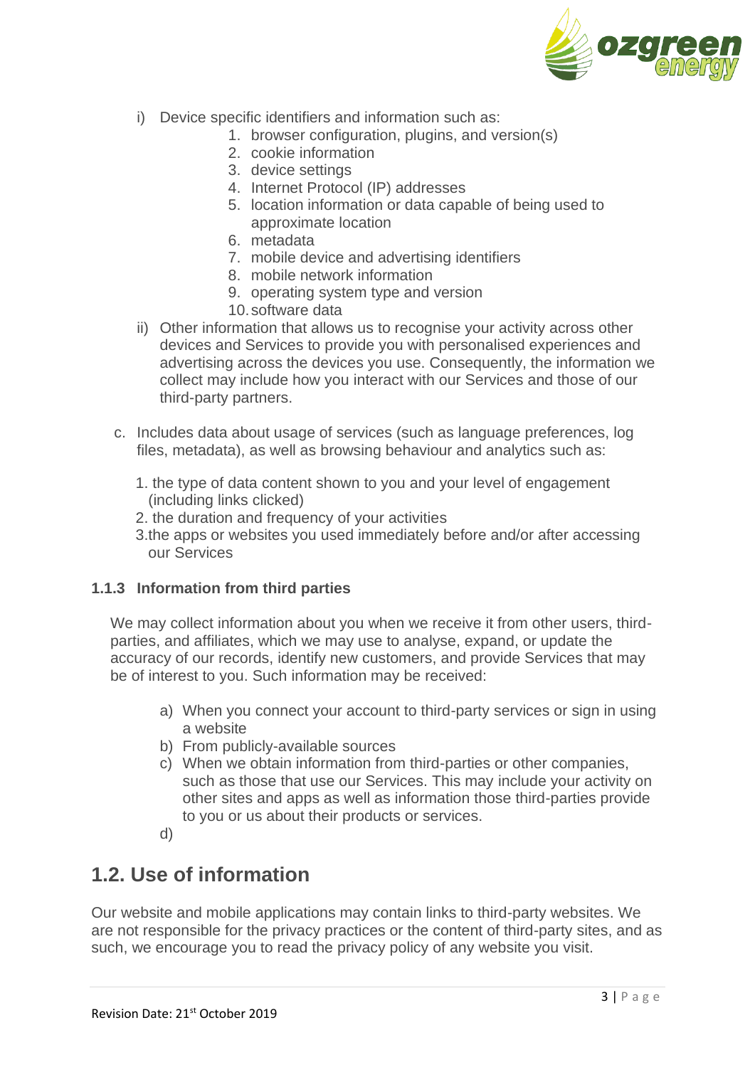i) Device specific identifiers and information such as:
    1. browser configuration, plugins, and version(s)
    2. cookie information
    3. device settings
    4. Internet Protocol (IP) addresses
    5. location information or data capable of being used to approximate location
    6. metadata
    7. mobile device and advertising identifiers
    8. mobile network information
    9. operating system type and version
    10. software data

ii) Other information that allows us to recognise your activity across other devices and Services to provide you with personalised experiences and advertising across the devices you use. Consequently, the information we collect may include how you interact with our Services and those of our third-party partners.

c. Includes data about usage of services (such as language preferences, log files, metadata), as well as browsing behaviour and analytics such as:

    1. the type of data content shown to you and your level of engagement (including links clicked)
    2. the duration and frequency of your activities
    3. the apps or websites you used immediately before and/or after accessing our Services

#### 1.1.3 Information from third parties

We may collect information about you when we receive it from other users, third-parties, and affiliates, which we may use to analyse, expand, or update the accuracy of our records, identify new customers, and provide Services that may be of interest to you. Such information may be received:

a) When you connect your account to third-party services or sign in using a website
b) From publicly-available sources
c) When we obtain information from third-parties or other companies, such as those that use our Services. This may include your activity on other sites and apps as well as information those third-parties provide to you or us about their products or services.
d)

## 1.2. Use of information

Our website and mobile applications may contain links to third-party websites. We are not responsible for the privacy practices or the content of third-party sites, and as such, we encourage you to read the privacy policy of any website you visit.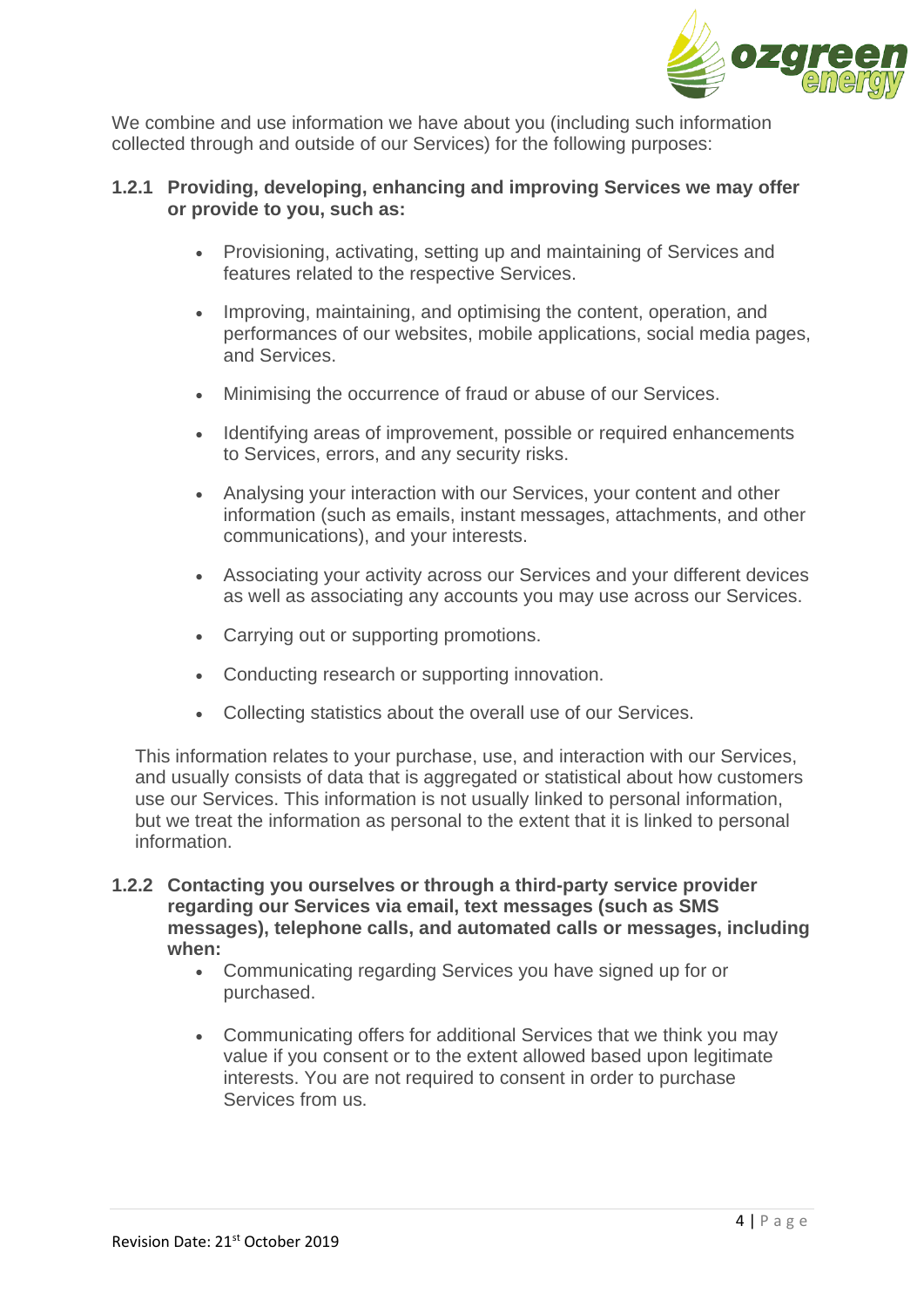We combine and use information we have about you (including such information collected through and outside of our Services) for the following purposes:

### 1.2.1 Providing, developing, enhancing and improving Services we may offer or provide to you, such as:

- Provisioning, activating, setting up and maintaining of Services and features related to the respective Services.
- Improving, maintaining, and optimising the content, operation, and performances of our websites, mobile applications, social media pages, and Services.
- Minimising the occurrence of fraud or abuse of our Services.
- Identifying areas of improvement, possible or required enhancements to Services, errors, and any security risks.
- Analysing your interaction with our Services, your content and other information (such as emails, instant messages, attachments, and other communications), and your interests.
- Associating your activity across our Services and your different devices as well as associating any accounts you may use across our Services.
- Carrying out or supporting promotions.
- Conducting research or supporting innovation.
- Collecting statistics about the overall use of our Services.

This information relates to your purchase, use, and interaction with our Services, and usually consists of data that is aggregated or statistical about how customers use our Services. This information is not usually linked to personal information, but we treat the information as personal to the extent that it is linked to personal information.

### 1.2.2 Contacting you ourselves or through a third-party service provider regarding our Services via email, text messages (such as SMS messages), telephone calls, and automated calls or messages, including when:

- Communicating regarding Services you have signed up for or purchased.
- Communicating offers for additional Services that we think you may value if you consent or to the extent allowed based upon legitimate interests. You are not required to consent in order to purchase Services from us.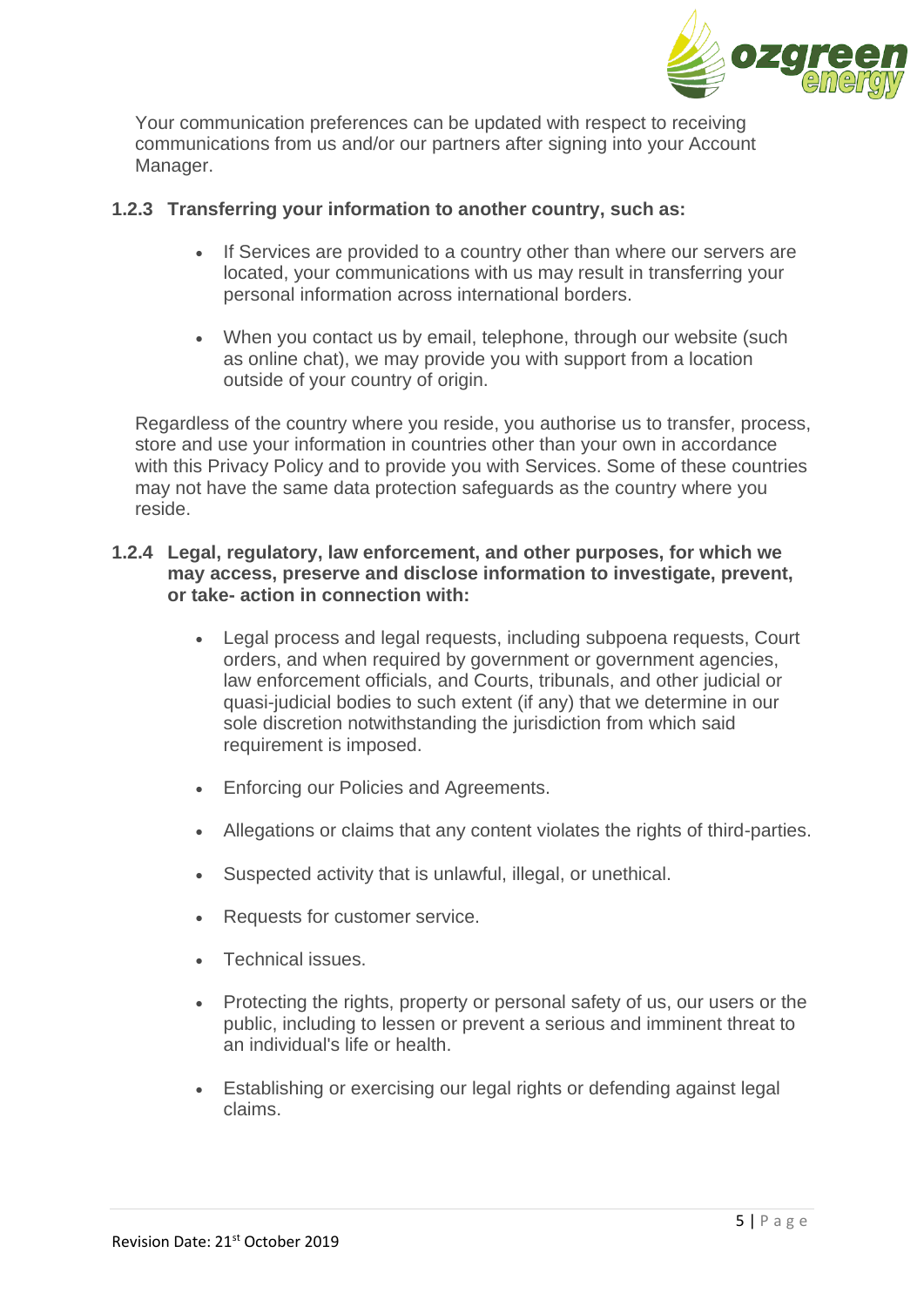Your communication preferences can be updated with respect to receiving communications from us and/or our partners after signing into your Account Manager.

#### 1.2.3 Transferring your information to another country, such as:

- If Services are provided to a country other than where our servers are located, your communications with us may result in transferring your personal information across international borders.
- When you contact us by email, telephone, through our website (such as online chat), we may provide you with support from a location outside of your country of origin.

Regardless of the country where you reside, you authorise us to transfer, process, store and use your information in countries other than your own in accordance with this Privacy Policy and to provide you with Services. Some of these countries may not have the same data protection safeguards as the country where you reside.

#### 1.2.4 Legal, regulatory, law enforcement, and other purposes, for which we may access, preserve and disclose information to investigate, prevent, or take- action in connection with:

- Legal process and legal requests, including subpoena requests, Court orders, and when required by government or government agencies, law enforcement officials, and Courts, tribunals, and other judicial or quasi-judicial bodies to such extent (if any) that we determine in our sole discretion notwithstanding the jurisdiction from which said requirement is imposed.
- Enforcing our Policies and Agreements.
- Allegations or claims that any content violates the rights of third-parties.
- Suspected activity that is unlawful, illegal, or unethical.
- Requests for customer service.
- Technical issues.
- Protecting the rights, property or personal safety of us, our users or the public, including to lessen or prevent a serious and imminent threat to an individual's life or health.
- Establishing or exercising our legal rights or defending against legal claims.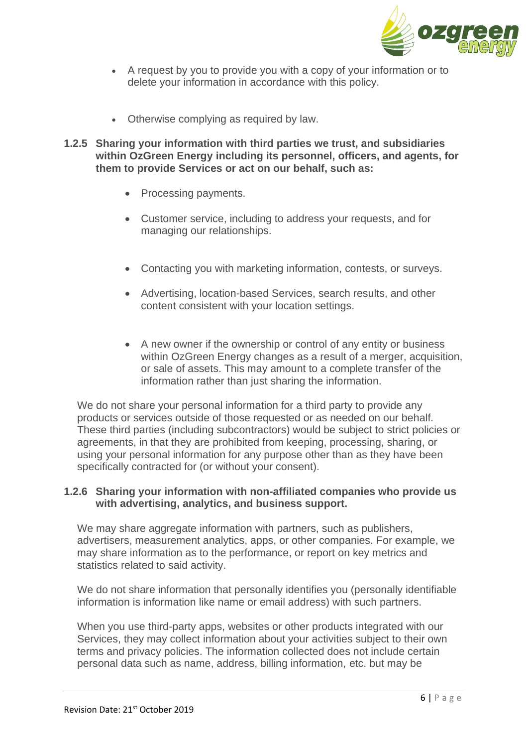- A request by you to provide you with a copy of your information or to delete your information in accordance with this policy.
- Otherwise complying as required by law.

**1.2.5 Sharing your information with third parties we trust, and subsidiaries within OzGreen Energy including its personnel, officers, and agents, for them to provide Services or act on our behalf, such as:**

- Processing payments.
- Customer service, including to address your requests, and for managing our relationships.
- Contacting you with marketing information, contests, or surveys.
- Advertising, location-based Services, search results, and other content consistent with your location settings.
- A new owner if the ownership or control of any entity or business within OzGreen Energy changes as a result of a merger, acquisition, or sale of assets. This may amount to a complete transfer of the information rather than just sharing the information.

We do not share your personal information for a third party to provide any products or services outside of those requested or as needed on our behalf. These third parties (including subcontractors) would be subject to strict policies or agreements, in that they are prohibited from keeping, processing, sharing, or using your personal information for any purpose other than as they have been specifically contracted for (or without your consent).

**1.2.6 Sharing your information with non-affiliated companies who provide us with advertising, analytics, and business support.**

We may share aggregate information with partners, such as publishers, advertisers, measurement analytics, apps, or other companies. For example, we may share information as to the performance, or report on key metrics and statistics related to said activity.

We do not share information that personally identifies you (personally identifiable information is information like name or email address) with such partners.

When you use third-party apps, websites or other products integrated with our Services, they may collect information about your activities subject to their own terms and privacy policies. The information collected does not include certain personal data such as name, address, billing information, etc. but may be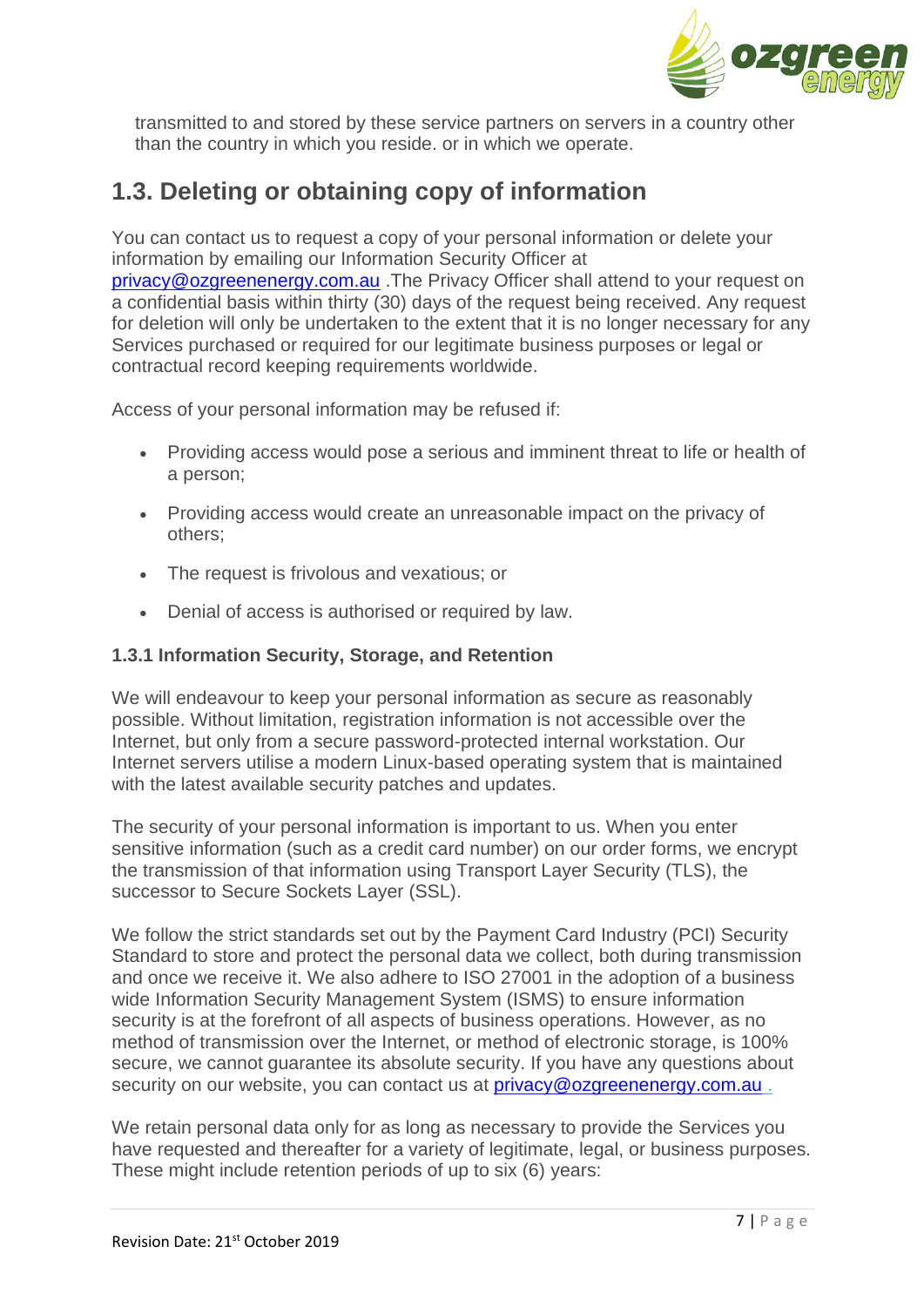transmitted to and stored by these service partners on servers in a country other than the country in which you reside. or in which we operate.

## 1.3. Deleting or obtaining copy of information

You can contact us to request a copy of your personal information or delete your information by emailing our Information Security Officer at privacy@ozgreenenergy.com.au .The Privacy Officer shall attend to your request on a confidential basis within thirty (30) days of the request being received. Any request for deletion will only be undertaken to the extent that it is no longer necessary for any Services purchased or required for our legitimate business purposes or legal or contractual record keeping requirements worldwide.

Access of your personal information may be refused if:

- Providing access would pose a serious and imminent threat to life or health of a person;
- Providing access would create an unreasonable impact on the privacy of others;
- The request is frivolous and vexatious; or
- Denial of access is authorised or required by law.

### 1.3.1 Information Security, Storage, and Retention

We will endeavour to keep your personal information as secure as reasonably possible. Without limitation, registration information is not accessible over the Internet, but only from a secure password-protected internal workstation. Our Internet servers utilise a modern Linux-based operating system that is maintained with the latest available security patches and updates.

The security of your personal information is important to us. When you enter sensitive information (such as a credit card number) on our order forms, we encrypt the transmission of that information using Transport Layer Security (TLS), the successor to Secure Sockets Layer (SSL).

We follow the strict standards set out by the Payment Card Industry (PCI) Security Standard to store and protect the personal data we collect, both during transmission and once we receive it. We also adhere to ISO 27001 in the adoption of a business wide Information Security Management System (ISMS) to ensure information security is at the forefront of all aspects of business operations. However, as no method of transmission over the Internet, or method of electronic storage, is 100% secure, we cannot guarantee its absolute security. If you have any questions about security on our website, you can contact us at privacy@ozgreenenergy.com.au .

We retain personal data only for as long as necessary to provide the Services you have requested and thereafter for a variety of legitimate, legal, or business purposes. These might include retention periods of up to six (6) years: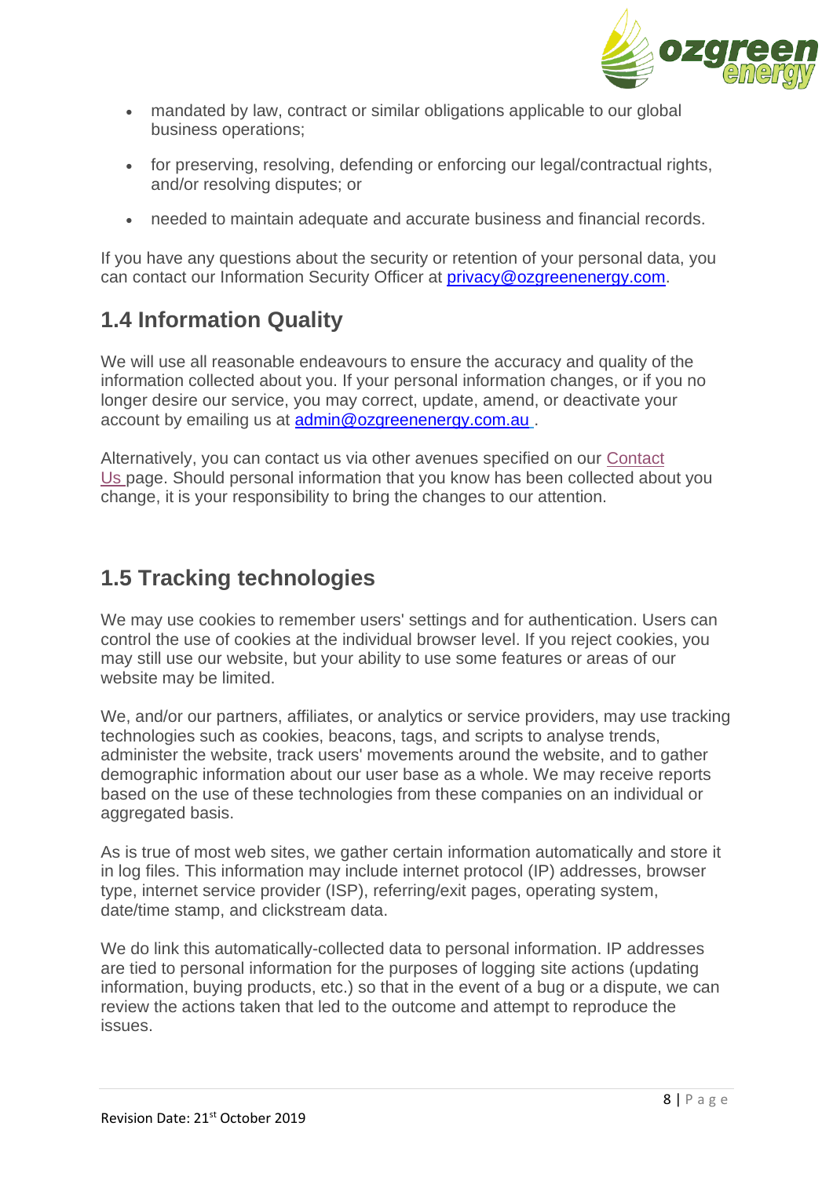- mandated by law, contract or similar obligations applicable to our global business operations;
- for preserving, resolving, defending or enforcing our legal/contractual rights, and/or resolving disputes; or
- needed to maintain adequate and accurate business and financial records.

If you have any questions about the security or retention of your personal data, you can contact our Information Security Officer at privacy@ozgreenenergy.com.

## 1.4 Information Quality

We will use all reasonable endeavours to ensure the accuracy and quality of the information collected about you. If your personal information changes, or if you no longer desire our service, you may correct, update, amend, or deactivate your account by emailing us at admin@ozgreenenergy.com.au .

Alternatively, you can contact us via other avenues specified on our Contact Us page. Should personal information that you know has been collected about you change, it is your responsibility to bring the changes to our attention.

## 1.5 Tracking technologies

We may use cookies to remember users' settings and for authentication. Users can control the use of cookies at the individual browser level. If you reject cookies, you may still use our website, but your ability to use some features or areas of our website may be limited.

We, and/or our partners, affiliates, or analytics or service providers, may use tracking technologies such as cookies, beacons, tags, and scripts to analyse trends, administer the website, track users' movements around the website, and to gather demographic information about our user base as a whole. We may receive reports based on the use of these technologies from these companies on an individual or aggregated basis.

As is true of most web sites, we gather certain information automatically and store it in log files. This information may include internet protocol (IP) addresses, browser type, internet service provider (ISP), referring/exit pages, operating system, date/time stamp, and clickstream data.

We do link this automatically-collected data to personal information. IP addresses are tied to personal information for the purposes of logging site actions (updating information, buying products, etc.) so that in the event of a bug or a dispute, we can review the actions taken that led to the outcome and attempt to reproduce the issues.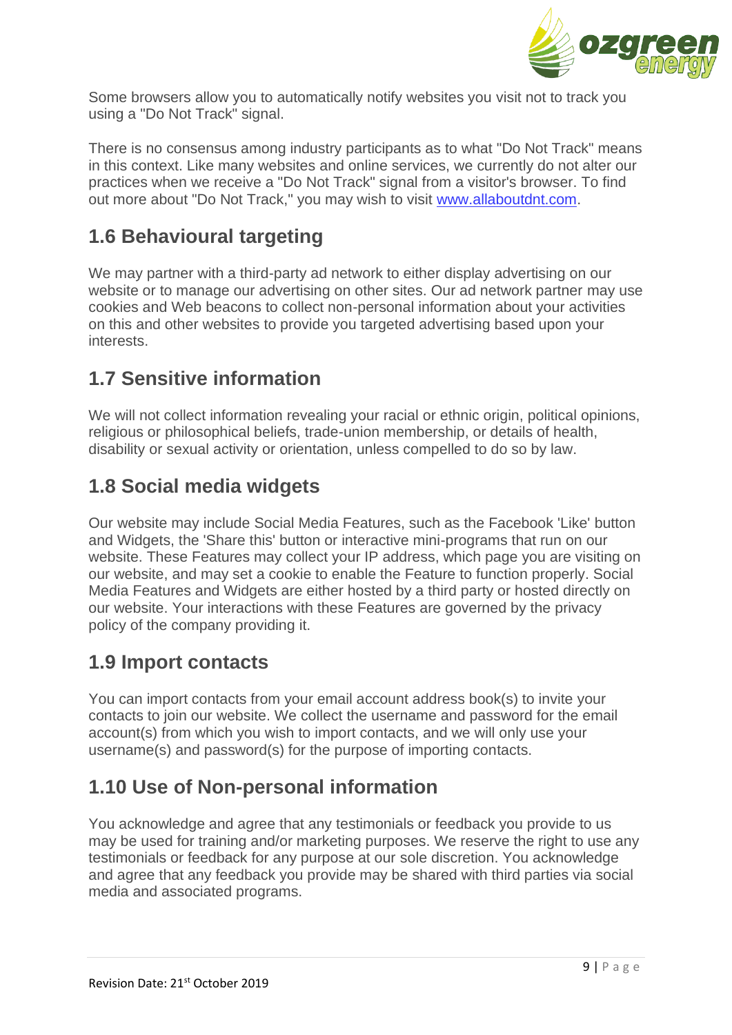Some browsers allow you to automatically notify websites you visit not to track you using a "Do Not Track" signal.

There is no consensus among industry participants as to what "Do Not Track" means in this context. Like many websites and online services, we currently do not alter our practices when we receive a "Do Not Track" signal from a visitor's browser. To find out more about "Do Not Track," you may wish to visit [www.allaboutdnt.com](http://www.allaboutdnt.com).

## 1.6 Behavioural targeting

We may partner with a third-party ad network to either display advertising on our website or to manage our advertising on other sites. Our ad network partner may use cookies and Web beacons to collect non-personal information about your activities on this and other websites to provide you targeted advertising based upon your interests.

## 1.7 Sensitive information

We will not collect information revealing your racial or ethnic origin, political opinions, religious or philosophical beliefs, trade-union membership, or details of health, disability or sexual activity or orientation, unless compelled to do so by law.

## 1.8 Social media widgets

Our website may include Social Media Features, such as the Facebook 'Like' button and Widgets, the 'Share this' button or interactive mini-programs that run on our website. These Features may collect your IP address, which page you are visiting on our website, and may set a cookie to enable the Feature to function properly. Social Media Features and Widgets are either hosted by a third party or hosted directly on our website. Your interactions with these Features are governed by the privacy policy of the company providing it.

## 1.9 Import contacts

You can import contacts from your email account address book(s) to invite your contacts to join our website. We collect the username and password for the email account(s) from which you wish to import contacts, and we will only use your username(s) and password(s) for the purpose of importing contacts.

## 1.10 Use of Non-personal information

You acknowledge and agree that any testimonials or feedback you provide to us may be used for training and/or marketing purposes. We reserve the right to use any testimonials or feedback for any purpose at our sole discretion. You acknowledge and agree that any feedback you provide may be shared with third parties via social media and associated programs.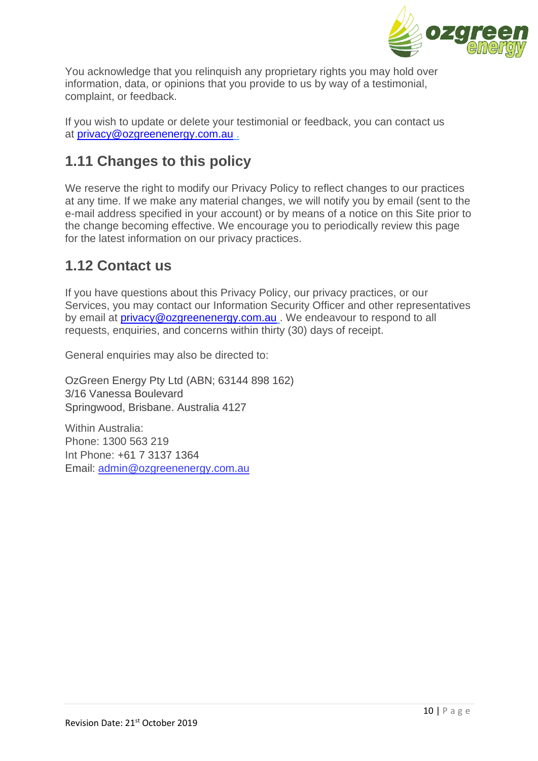You acknowledge that you relinquish any proprietary rights you may hold over information, data, or opinions that you provide to us by way of a testimonial, complaint, or feedback.

If you wish to update or delete your testimonial or feedback, you can contact us at privacy@ozgreenenergy.com.au .

## 1.11 Changes to this policy

We reserve the right to modify our Privacy Policy to reflect changes to our practices at any time. If we make any material changes, we will notify you by email (sent to the e-mail address specified in your account) or by means of a notice on this Site prior to the change becoming effective. We encourage you to periodically review this page for the latest information on our privacy practices.

## 1.12 Contact us

If you have questions about this Privacy Policy, our privacy practices, or our Services, you may contact our Information Security Officer and other representatives by email at privacy@ozgreenenergy.com.au . We endeavour to respond to all requests, enquiries, and concerns within thirty (30) days of receipt.

General enquiries may also be directed to:

OzGreen Energy Pty Ltd (ABN; 63144 898 162)
3/16 Vanessa Boulevard
Springwood, Brisbane. Australia 4127

Within Australia:
Phone: 1300 563 219
Int Phone: +61 7 3137 1364
Email: admin@ozgreenenergy.com.au

Revision Date: 21st October 2019